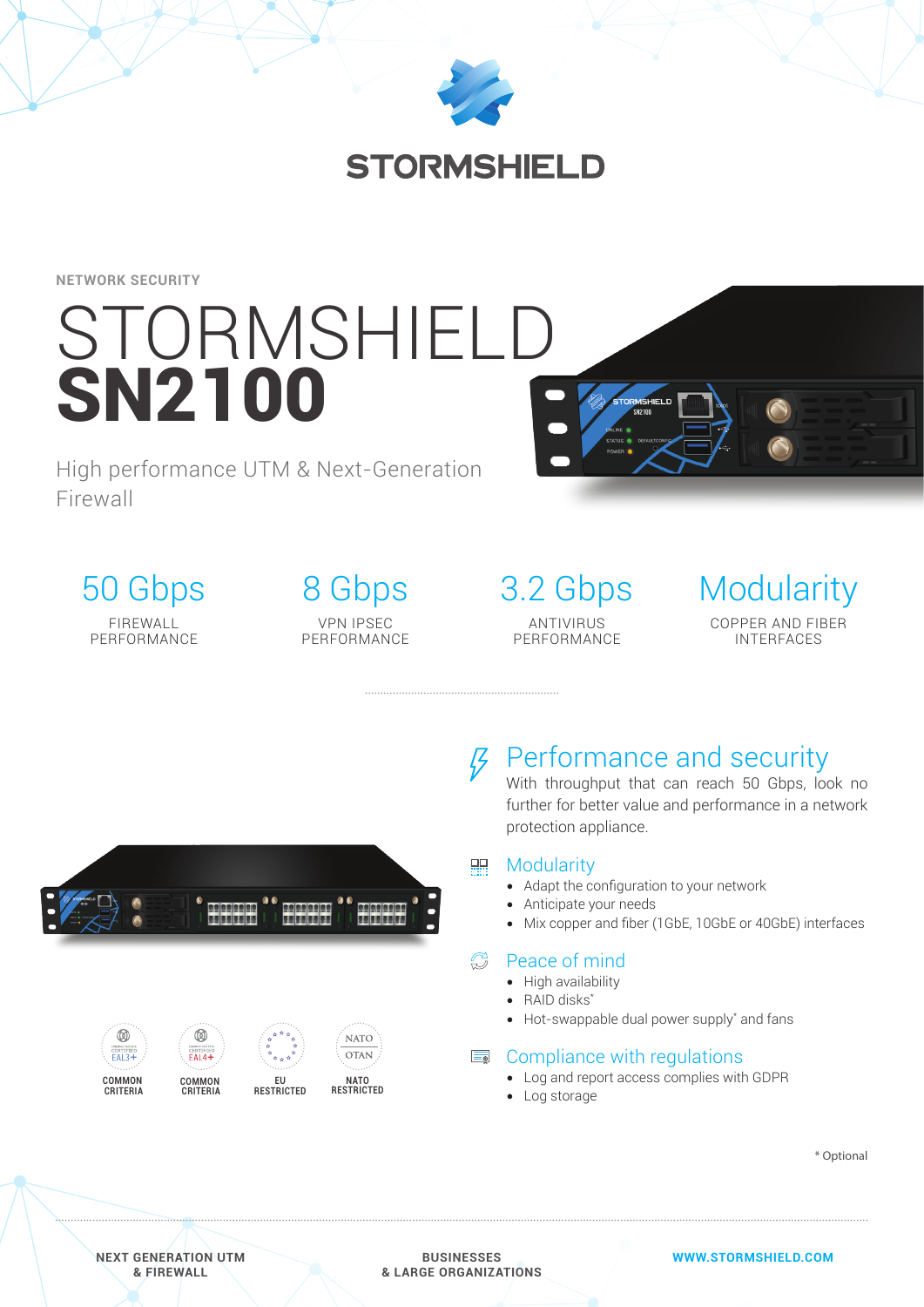NETWORK SECURITY

# STORMSHIELD **SN2100**

High performance UTM & Next-Generation Firewall

| 50 Gbps | 8 Gbps | 3.2 Gbps | Modularity |
|---|---|---|---|
| FIREWALL PERFORMANCE | VPN IPSEC PERFORMANCE | ANTIVIRUS PERFORMANCE | COPPER AND FIBER INTERFACES |

## Performance and security

With throughput that can reach 50 Gbps, look no further for better value and performance in a network protection appliance.

## Modularity

- Adapt the configuration to your network
- Anticipate your needs
- Mix copper and fiber (1GbE, 10GbE or 40GbE) interfaces

## Peace of mind

- High availability
- RAID disks*
- Hot-swappable dual power supply* and fans

## Compliance with regulations

- Log and report access complies with GDPR
- Log storage

COMMON CRITERIA EAL3+ — COMMON CRITERIA EAL4+ — EU RESTRICTED — NATO RESTRICTED

\* Optional

NEXT GENERATION UTM & FIREWALL — BUSINESSES & LARGE ORGANIZATIONS — WWW.STORMSHIELD.COM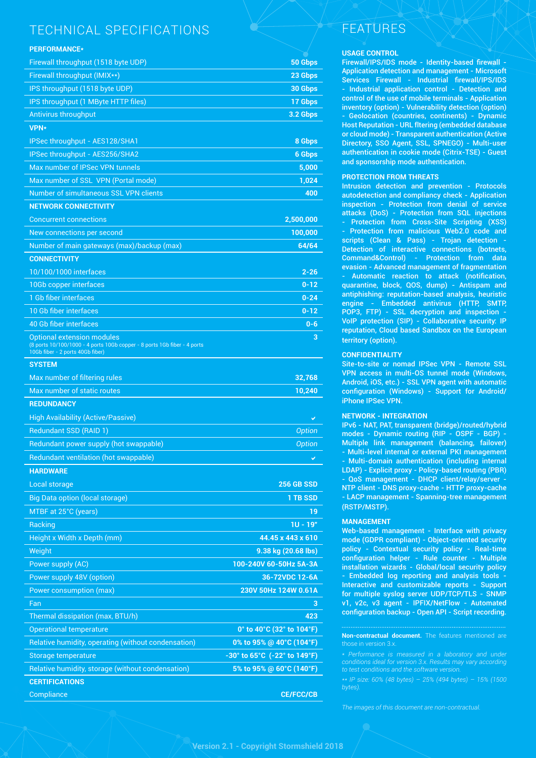# TECHNICAL SPECIFICATIONS

| | |
|---|---|
| **PERFORMANCE*** | |
| Firewall throughput (1518 byte UDP) | **50 Gbps** |
| Firewall throughput (IMIX**) | **23 Gbps** |
| IPS throughput (1518 byte UDP) | **30 Gbps** |
| IPS throughput (1 MByte HTTP files) | **17 Gbps** |
| Antivirus throughput | **3.2 Gbps** |
| **VPN*** | |
| IPSec throughput - AES128/SHA1 | **8 Gbps** |
| IPSec throughput - AES256/SHA2 | **6 Gbps** |
| Max number of IPSec VPN tunnels | **5,000** |
| Max number of SSL VPN (Portal mode) | **1,024** |
| Number of simultaneous SSL VPN clients | **400** |
| **NETWORK CONNECTIVITY** | |
| Concurrent connections | **2,500,000** |
| New connections per second | **100,000** |
| Number of main gateways (max)/backup (max) | **64/64** |
| **CONNECTIVITY** | |
| 10/100/1000 interfaces | **2-26** |
| 10Gb copper interfaces | **0-12** |
| 1 Gb fiber interfaces | **0-24** |
| 10 Gb fiber interfaces | **0-12** |
| 40 Gb fiber interfaces | **0-6** |
| Optional extension modules (8 ports 10/100/1000 - 4 ports 10Gb copper - 8 ports 1Gb fiber - 4 ports 10Gb fiber - 2 ports 40Gb fiber) | **3** |
| **SYSTEM** | |
| Max number of filtering rules | **32,768** |
| Max number of static routes | **10,240** |
| **REDUNDANCY** | |
| High Availability (Active/Passive) | ✔ |
| Redundant SSD (RAID 1) | *Option* |
| Redundant power supply (hot swappable) | *Option* |
| Redundant ventilation (hot swappable) | ✔ |
| **HARDWARE** | |
| Local storage | **256 GB SSD** |
| Big Data option (local storage) | **1 TB SSD** |
| MTBF at 25°C (years) | **19** |
| Racking | **1U - 19"** |
| Height x Width x Depth (mm) | **44.45 x 443 x 610** |
| Weight | **9.38 kg (20.68 lbs)** |
| Power supply (AC) | **100-240V 60-50Hz 5A-3A** |
| Power supply 48V (option) | **36-72VDC 12-6A** |
| Power consumption (max) | **230V 50Hz 124W 0.61A** |
| Fan | **3** |
| Thermal dissipation (max, BTU/h) | **423** |
| Operational temperature | **0° to 40°C (32° to 104°F)** |
| Relative humidity, operating (without condensation) | **0% to 95% @ 40°C (104°F)** |
| Storage temperature | **-30° to 65°C (-22° to 149°F)** |
| Relative humidity, storage (without condensation) | **5% to 95% @ 60°C (140°F)** |
| **CERTIFICATIONS** | |
| Compliance | **CE/FCC/CB** |

# FEATURES

**USAGE CONTROL**

Firewall/IPS/IDS mode - Identity-based firewall - Application detection and management - Microsoft Services Firewall - Industrial firewall/IPS/IDS - Industrial application control - Detection and control of the use of mobile terminals - Application inventory (option) - Vulnerability detection (option) - Geolocation (countries, continents) - Dynamic Host Reputation - URL filtering (embedded database or cloud mode) - Transparent authentication (Active Directory, SSO Agent, SSL, SPNEGO) - Multi-user authentication in cookie mode (Citrix-TSE) - Guest and sponsorship mode authentication.

**PROTECTION FROM THREATS**

Intrusion detection and prevention - Protocols autodetection and compliancy check - Application inspection - Protection from denial of service attacks (DoS) - Protection from SQL injections - Protection from Cross-Site Scripting (XSS) - Protection from malicious Web2.0 code and scripts (Clean & Pass) - Trojan detection - Detection of interactive connections (botnets, Command&Control) - Protection from data evasion - Advanced management of fragmentation - Automatic reaction to attack (notification, quarantine, block, QOS, dump) - Antispam and antiphishing: reputation-based analysis, heuristic engine - Embedded antivirus (HTTP, SMTP, POP3, FTP) - SSL decryption and inspection - VoIP protection (SIP) - Collaborative security: IP reputation, Cloud based Sandbox on the European territory (option).

**CONFIDENTIALITY**

Site-to-site or nomad IPSec VPN - Remote SSL VPN access in multi-OS tunnel mode (Windows, Android, iOS, etc.) - SSL VPN agent with automatic configuration (Windows) - Support for Android/ iPhone IPSec VPN.

**NETWORK - INTEGRATION**

IPv6 - NAT, PAT, transparent (bridge)/routed/hybrid modes - Dynamic routing (RIP - OSPF - BGP) - Multiple link management (balancing, failover) - Multi-level internal or external PKI management - Multi-domain authentication (including internal LDAP) - Explicit proxy - Policy-based routing (PBR) - QoS management - DHCP client/relay/server - NTP client - DNS proxy-cache - HTTP proxy-cache - LACP management - Spanning-tree management (RSTP/MSTP).

**MANAGEMENT**

Web-based management - Interface with privacy mode (GDPR compliant) - Object-oriented security policy - Contextual security policy - Real-time configuration helper - Rule counter - Multiple installation wizards - Global/local security policy - Embedded log reporting and analysis tools - Interactive and customizable reports - Support for multiple syslog server UDP/TCP/TLS - SNMP v1, v2c, v3 agent - IPFIX/NetFlow - Automated configuration backup - Open API - Script recording.

**Non-contractual document.** The features mentioned are those in version 3.x.

*\* Performance is measured in a laboratory and under conditions ideal for version 3.x. Results may vary according to test conditions and the software version.*

*\*\* IP size: 60% (48 bytes) – 25% (494 bytes) – 15% (1500 bytes).*

*The images of this document are non-contractual.*

Version 2.1 - Copyright Stormshield 2018